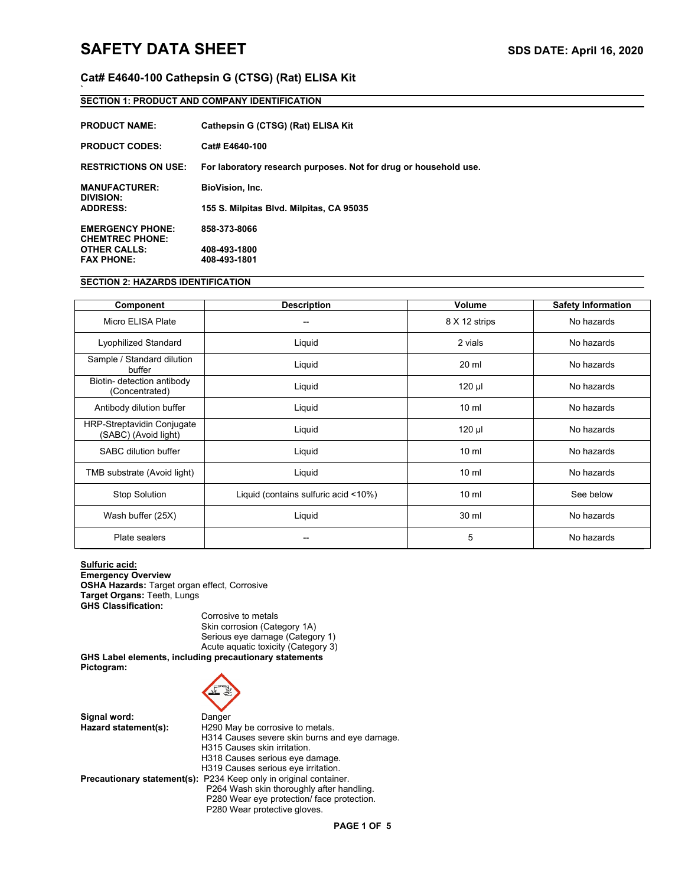# SAFETY DATA SHEET

**SDS DATE: April 16, 2020**

## Cat# E4640-100 Cathepsin G (CTSG) (Rat) ELISA Kit

### SECTION 1: PRODUCT AND COMPANY IDENTIFICATION

**PRODUCT NAME:** **Cathepsin G (CTSG) (Rat) ELISA Kit**

**PRODUCT CODES:** **Cat# E4640-100**

**RESTRICTIONS ON USE:** **For laboratory research purposes. Not for drug or household use.**

**MANUFACTURER:** **BioVision, Inc.**
**DIVISION:**
**ADDRESS:** **155 S. Milpitas Blvd. Milpitas, CA 95035**

**EMERGENCY PHONE:** **858-373-8066**
**CHEMTREC PHONE:**
**OTHER CALLS:** **408-493-1800**
**FAX PHONE:** **408-493-1801**

### SECTION 2: HAZARDS IDENTIFICATION

| Component | Description | Volume | Safety Information |
|---|---|---|---|
| Micro ELISA Plate | -- | 8 X 12 strips | No hazards |
| Lyophilized Standard | Liquid | 2 vials | No hazards |
| Sample / Standard dilution buffer | Liquid | 20 ml | No hazards |
| Biotin- detection antibody (Concentrated) | Liquid | 120 µl | No hazards |
| Antibody dilution buffer | Liquid | 10 ml | No hazards |
| HRP-Streptavidin Conjugate (SABC) (Avoid light) | Liquid | 120 µl | No hazards |
| SABC dilution buffer | Liquid | 10 ml | No hazards |
| TMB substrate (Avoid light) | Liquid | 10 ml | No hazards |
| Stop Solution | Liquid (contains sulfuric acid <10%) | 10 ml | See below |
| Wash buffer (25X) | Liquid | 30 ml | No hazards |
| Plate sealers | -- | 5 | No hazards |

**Sulfuric acid:**
**Emergency Overview**
**OSHA Hazards:** Target organ effect, Corrosive
**Target Organs:** Teeth, Lungs
**GHS Classification:**
Corrosive to metals
Skin corrosion (Category 1A)
Serious eye damage (Category 1)
Acute aquatic toxicity (Category 3)

**GHS Label elements, including precautionary statements**
**Pictogram:**

**Signal word:** Danger
**Hazard statement(s):**
H290 May be corrosive to metals.
H314 Causes severe skin burns and eye damage.
H315 Causes skin irritation.
H318 Causes serious eye damage.
H319 Causes serious eye irritation.

**Precautionary statement(s):**
P234 Keep only in original container.
P264 Wash skin thoroughly after handling.
P280 Wear eye protection/ face protection.
P280 Wear protective gloves.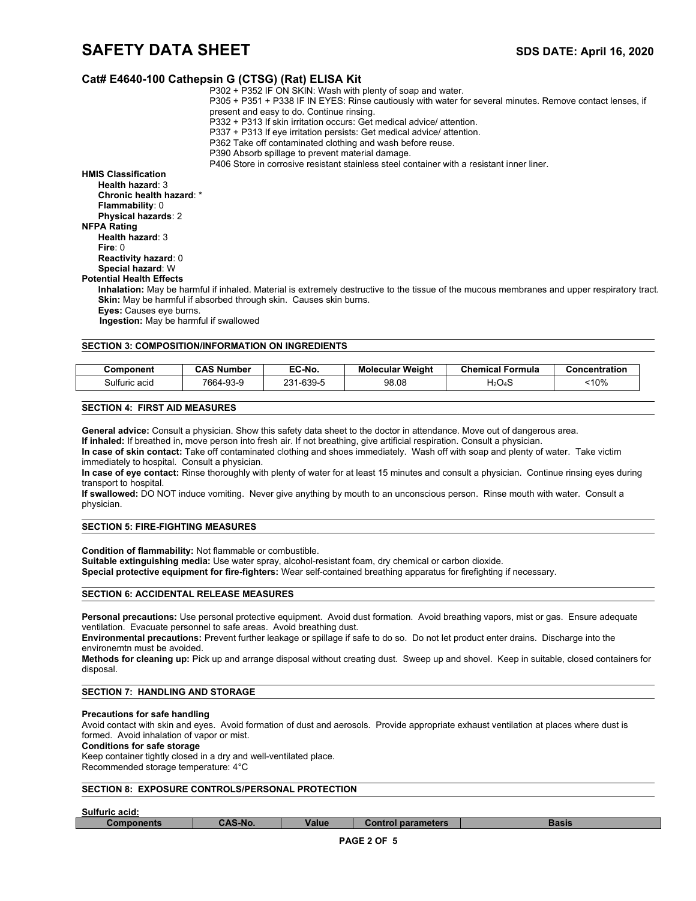**Cat# E4640-100 Cathepsin G (CTSG) (Rat) ELISA Kit**

P302 + P352 IF ON SKIN: Wash with plenty of soap and water.
P305 + P351 + P338 IF IN EYES: Rinse cautiously with water for several minutes. Remove contact lenses, if present and easy to do. Continue rinsing.
P332 + P313 If skin irritation occurs: Get medical advice/ attention.
P337 + P313 If eye irritation persists: Get medical advice/ attention.
P362 Take off contaminated clothing and wash before reuse.
P390 Absorb spillage to prevent material damage.
P406 Store in corrosive resistant stainless steel container with a resistant inner liner.

**HMIS Classification**
- **Health hazard**: 3
- **Chronic health hazard**: *
- **Flammability**: 0
- **Physical hazards**: 2

**NFPA Rating**
- **Health hazard**: 3
- **Fire**: 0
- **Reactivity hazard**: 0
- **Special hazard**: W

**Potential Health Effects**
- **Inhalation:** May be harmful if inhaled. Material is extremely destructive to the tissue of the mucous membranes and upper respiratory tract.
- **Skin:** May be harmful if absorbed through skin. Causes skin burns.
- **Eyes:** Causes eye burns.
- **Ingestion:** May be harmful if swallowed

## SECTION 3: COMPOSITION/INFORMATION ON INGREDIENTS

| Component | CAS Number | EC-No. | Molecular Weight | Chemical Formula | Concentration |
|---|---|---|---|---|---|
| Sulfuric acid | 7664-93-9 | 231-639-5 | 98.08 | $H_2O_4S$ | <10% |

## SECTION 4: FIRST AID MEASURES

**General advice:** Consult a physician. Show this safety data sheet to the doctor in attendance. Move out of dangerous area.
**If inhaled:** If breathed in, move person into fresh air. If not breathing, give artificial respiration. Consult a physician.
**In case of skin contact:** Take off contaminated clothing and shoes immediately. Wash off with soap and plenty of water. Take victim immediately to hospital. Consult a physician.
**In case of eye contact:** Rinse thoroughly with plenty of water for at least 15 minutes and consult a physician. Continue rinsing eyes during transport to hospital.
**If swallowed:** DO NOT induce vomiting. Never give anything by mouth to an unconscious person. Rinse mouth with water. Consult a physician.

## SECTION 5: FIRE-FIGHTING MEASURES

**Condition of flammability:** Not flammable or combustible.
**Suitable extinguishing media:** Use water spray, alcohol-resistant foam, dry chemical or carbon dioxide.
**Special protective equipment for fire-fighters:** Wear self-contained breathing apparatus for firefighting if necessary.

## SECTION 6: ACCIDENTAL RELEASE MEASURES

**Personal precautions:** Use personal protective equipment. Avoid dust formation. Avoid breathing vapors, mist or gas. Ensure adequate ventilation. Evacuate personnel to safe areas. Avoid breathing dust.
**Environmental precautions:** Prevent further leakage or spillage if safe to do so. Do not let product enter drains. Discharge into the environemtn must be avoided.
**Methods for cleaning up:** Pick up and arrange disposal without creating dust. Sweep up and shovel. Keep in suitable, closed containers for disposal.

## SECTION 7: HANDLING AND STORAGE

**Precautions for safe handling**
Avoid contact with skin and eyes. Avoid formation of dust and aerosols. Provide appropriate exhaust ventilation at places where dust is formed. Avoid inhalation of vapor or mist.
**Conditions for safe storage**
Keep container tightly closed in a dry and well-ventilated place.
Recommended storage temperature: 4°C

## SECTION 8: EXPOSURE CONTROLS/PERSONAL PROTECTION

**Sulfuric acid:**

| Components | CAS-No. | Value | Control parameters | Basis |
|---|---|---|---|---|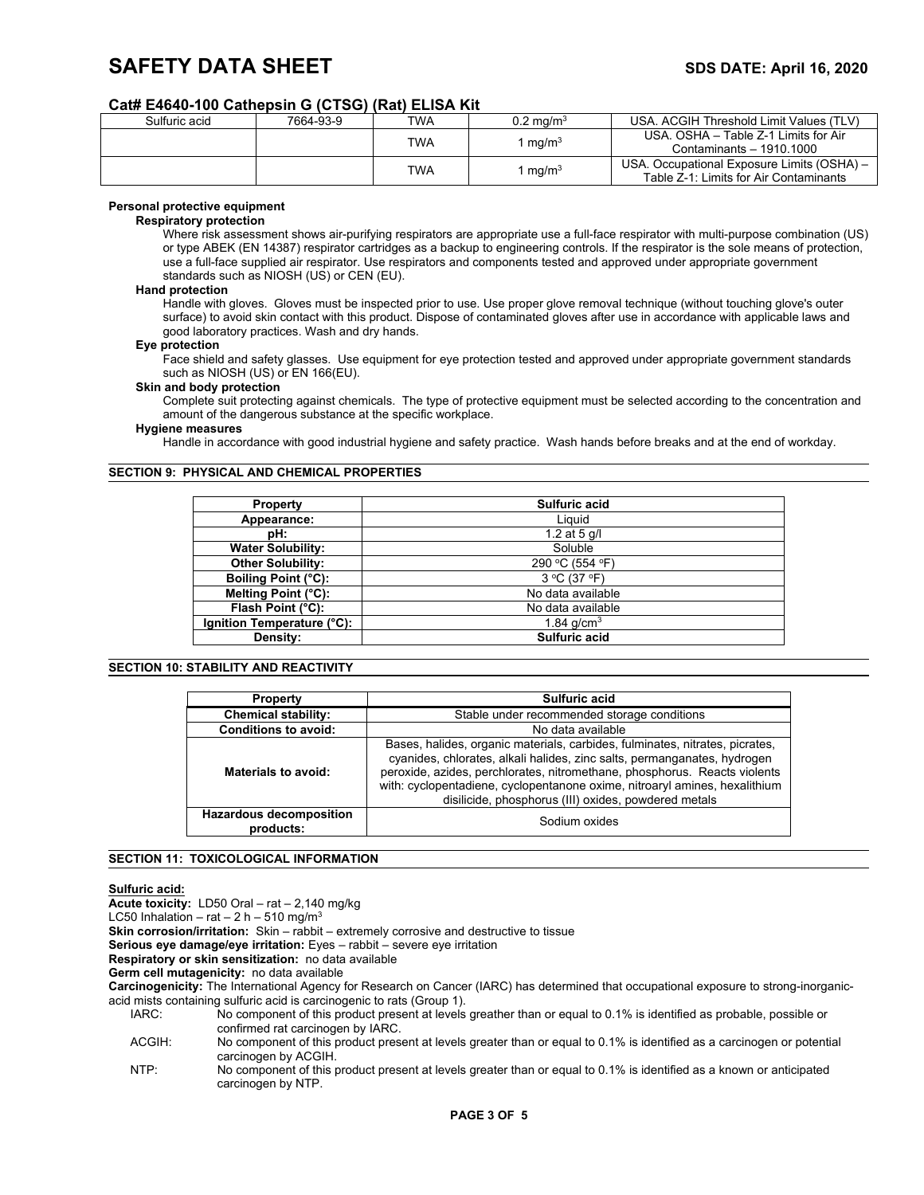# SAFETY DATA SHEET

SDS DATE: April 16, 2020

## Cat# E4640-100 Cathepsin G (CTSG) (Rat) ELISA Kit

| | | | | |
|---|---|---|---|---|
| Sulfuric acid | 7664-93-9 | TWA | 0.2 mg/m$^3$ | USA. ACGIH Threshold Limit Values (TLV) |
| | | TWA | 1 mg/m$^3$ | USA. OSHA – Table Z-1 Limits for Air Contaminants – 1910.1000 |
| | | TWA | 1 mg/m$^3$ | USA. Occupational Exposure Limits (OSHA) – Table Z-1: Limits for Air Contaminants |

**Personal protective equipment**

**Respiratory protection**

Where risk assessment shows air-purifying respirators are appropriate use a full-face respirator with multi-purpose combination (US) or type ABEK (EN 14387) respirator cartridges as a backup to engineering controls. If the respirator is the sole means of protection, use a full-face supplied air respirator. Use respirators and components tested and approved under appropriate government standards such as NIOSH (US) or CEN (EU).

**Hand protection**

Handle with gloves. Gloves must be inspected prior to use. Use proper glove removal technique (without touching glove's outer surface) to avoid skin contact with this product. Dispose of contaminated gloves after use in accordance with applicable laws and good laboratory practices. Wash and dry hands.

**Eye protection**

Face shield and safety glasses. Use equipment for eye protection tested and approved under appropriate government standards such as NIOSH (US) or EN 166(EU).

**Skin and body protection**

Complete suit protecting against chemicals. The type of protective equipment must be selected according to the concentration and amount of the dangerous substance at the specific workplace.

**Hygiene measures**

Handle in accordance with good industrial hygiene and safety practice. Wash hands before breaks and at the end of workday.

## SECTION 9: PHYSICAL AND CHEMICAL PROPERTIES

| Property | Sulfuric acid |
|---|---|
| Appearance: | Liquid |
| pH: | 1.2 at 5 g/l |
| Water Solubility: | Soluble |
| Other Solubility: | 290 °C (554 °F) |
| Boiling Point (°C): | 3 °C (37 °F) |
| Melting Point (°C): | No data available |
| Flash Point (°C): | No data available |
| Ignition Temperature (°C): | 1.84 g/cm$^3$ |
| Density: | **Sulfuric acid** |

## SECTION 10: STABILITY AND REACTIVITY

| Property | Sulfuric acid |
|---|---|
| Chemical stability: | Stable under recommended storage conditions |
| Conditions to avoid: | No data available |
| Materials to avoid: | Bases, halides, organic materials, carbides, fulminates, nitrates, picrates, cyanides, chlorates, alkali halides, zinc salts, permanganates, hydrogen peroxide, azides, perchlorates, nitromethane, phosphorus. Reacts violents with: cyclopentadiene, cyclopentanone oxime, nitroaryl amines, hexalithium disilicide, phosphorus (III) oxides, powdered metals |
| Hazardous decomposition products: | Sodium oxides |

## SECTION 11: TOXICOLOGICAL INFORMATION

**Sulfuric acid:**

**Acute toxicity:** LD50 Oral – rat – 2,140 mg/kg

LC50 Inhalation – rat – 2 h – 510 mg/m$^3$

**Skin corrosion/irritation:** Skin – rabbit – extremely corrosive and destructive to tissue

**Serious eye damage/eye irritation:** Eyes – rabbit – severe eye irritation

**Respiratory or skin sensitization:** no data available

**Germ cell mutagenicity:** no data available

**Carcinogenicity:** The International Agency for Research on Cancer (IARC) has determined that occupational exposure to strong-inorganic-acid mists containing sulfuric acid is carcinogenic to rats (Group 1).

IARC: No component of this product present at levels greather than or equal to 0.1% is identified as probable, possible or confirmed rat carcinogen by IARC.

ACGIH: No component of this product present at levels greater than or equal to 0.1% is identified as a carcinogen or potential carcinogen by ACGIH.

NTP: No component of this product present at levels greater than or equal to 0.1% is identified as a known or anticipated carcinogen by NTP.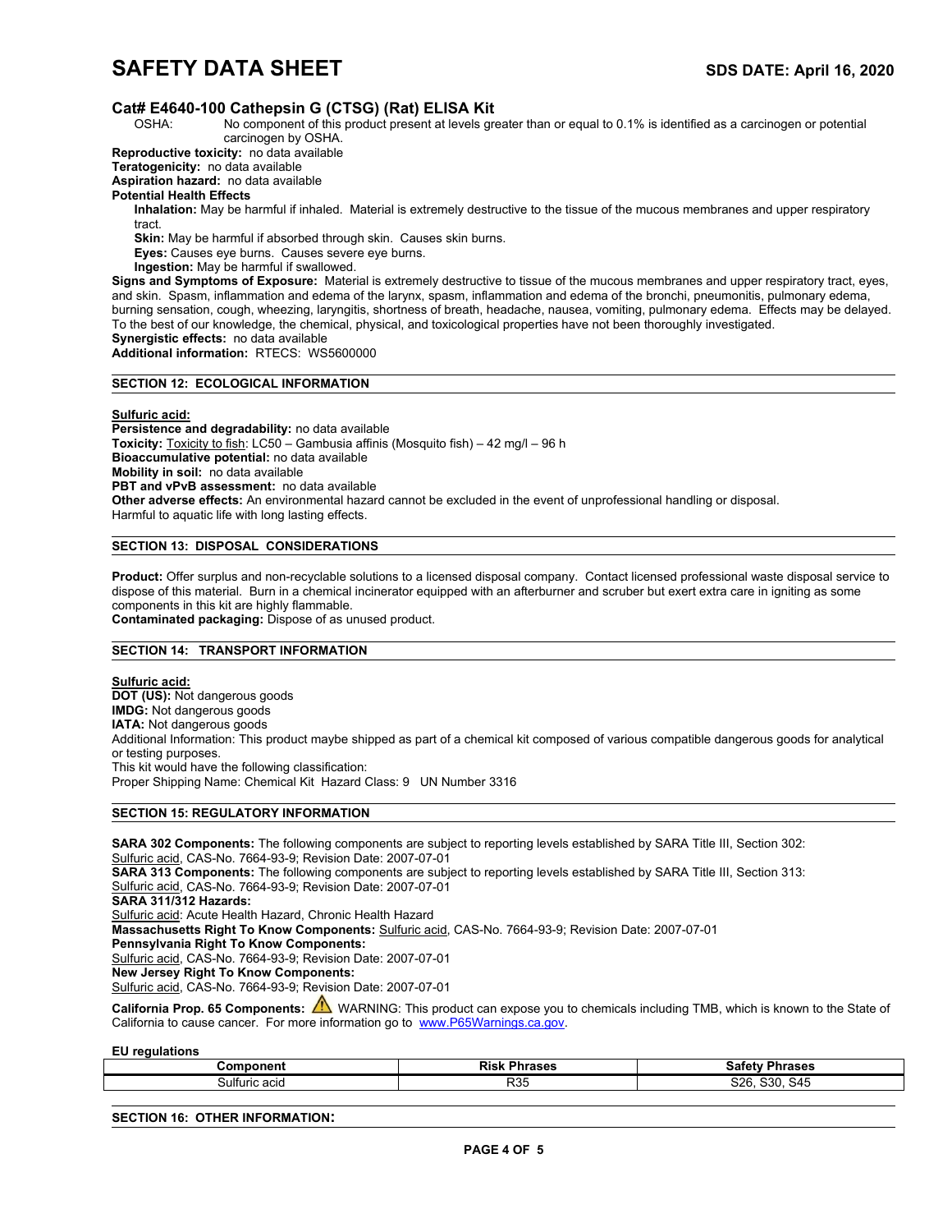**Cat# E4640-100 Cathepsin G (CTSG) (Rat) ELISA Kit**

OSHA: No component of this product present at levels greater than or equal to 0.1% is identified as a carcinogen or potential carcinogen by OSHA.

**Reproductive toxicity:** no data available

**Teratogenicity:** no data available

**Aspiration hazard:** no data available

**Potential Health Effects**

**Inhalation:** May be harmful if inhaled. Material is extremely destructive to the tissue of the mucous membranes and upper respiratory tract.

**Skin:** May be harmful if absorbed through skin. Causes skin burns.

**Eyes:** Causes eye burns. Causes severe eye burns.

**Ingestion:** May be harmful if swallowed.

**Signs and Symptoms of Exposure:** Material is extremely destructive to tissue of the mucous membranes and upper respiratory tract, eyes, and skin. Spasm, inflammation and edema of the larynx, spasm, inflammation and edema of the bronchi, pneumonitis, pulmonary edema, burning sensation, cough, wheezing, laryngitis, shortness of breath, headache, nausea, vomiting, pulmonary edema. Effects may be delayed. To the best of our knowledge, the chemical, physical, and toxicological properties have not been thoroughly investigated.

**Synergistic effects:** no data available

**Additional information:** RTECS: WS5600000

## SECTION 12: ECOLOGICAL INFORMATION

**Sulfuric acid:**

**Persistence and degradability:** no data available

**Toxicity:** Toxicity to fish: LC50 – Gambusia affinis (Mosquito fish) – 42 mg/l – 96 h

**Bioaccumulative potential:** no data available

**Mobility in soil:** no data available

**PBT and vPvB assessment:** no data available

**Other adverse effects:** An environmental hazard cannot be excluded in the event of unprofessional handling or disposal. Harmful to aquatic life with long lasting effects.

## SECTION 13: DISPOSAL CONSIDERATIONS

**Product:** Offer surplus and non-recyclable solutions to a licensed disposal company. Contact licensed professional waste disposal service to dispose of this material. Burn in a chemical incinerator equipped with an afterburner and scruber but exert extra care in igniting as some components in this kit are highly flammable.

**Contaminated packaging:** Dispose of as unused product.

## SECTION 14: TRANSPORT INFORMATION

**Sulfuric acid:**

**DOT (US):** Not dangerous goods

**IMDG:** Not dangerous goods

**IATA:** Not dangerous goods

Additional Information: This product maybe shipped as part of a chemical kit composed of various compatible dangerous goods for analytical or testing purposes.

This kit would have the following classification:

Proper Shipping Name: Chemical Kit Hazard Class: 9 UN Number 3316

## SECTION 15: REGULATORY INFORMATION

**SARA 302 Components:** The following components are subject to reporting levels established by SARA Title III, Section 302: Sulfuric acid, CAS-No. 7664-93-9; Revision Date: 2007-07-01

**SARA 313 Components:** The following components are subject to reporting levels established by SARA Title III, Section 313: Sulfuric acid, CAS-No. 7664-93-9; Revision Date: 2007-07-01

**SARA 311/312 Hazards:**

Sulfuric acid: Acute Health Hazard, Chronic Health Hazard

**Massachusetts Right To Know Components:** Sulfuric acid, CAS-No. 7664-93-9; Revision Date: 2007-07-01

**Pennsylvania Right To Know Components:**

Sulfuric acid, CAS-No. 7664-93-9; Revision Date: 2007-07-01

**New Jersey Right To Know Components:**

Sulfuric acid, CAS-No. 7664-93-9; Revision Date: 2007-07-01

**California Prop. 65 Components:** ⚠ WARNING: This product can expose you to chemicals including TMB, which is known to the State of California to cause cancer. For more information go to www.P65Warnings.ca.gov.

**EU regulations**

| Component | Risk Phrases | Safety Phrases |
|---|---|---|
| Sulfuric acid | R35 | S26, S30, S45 |

## SECTION 16: OTHER INFORMATION: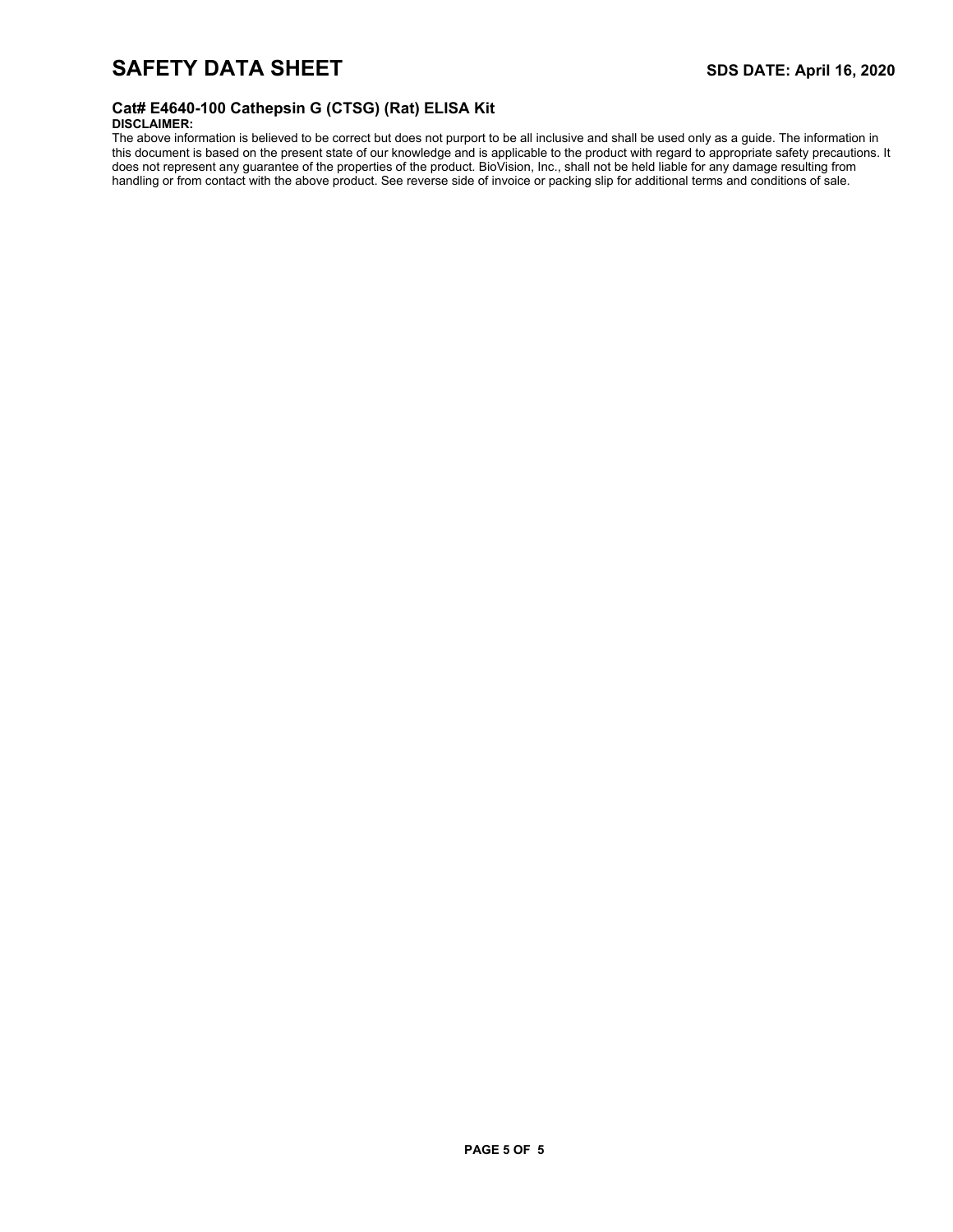**Cat# E4640-100 Cathepsin G (CTSG) (Rat) ELISA Kit**

**DISCLAIMER:**

The above information is believed to be correct but does not purport to be all inclusive and shall be used only as a guide. The information in this document is based on the present state of our knowledge and is applicable to the product with regard to appropriate safety precautions. It does not represent any guarantee of the properties of the product. BioVision, Inc., shall not be held liable for any damage resulting from handling or from contact with the above product. See reverse side of invoice or packing slip for additional terms and conditions of sale.